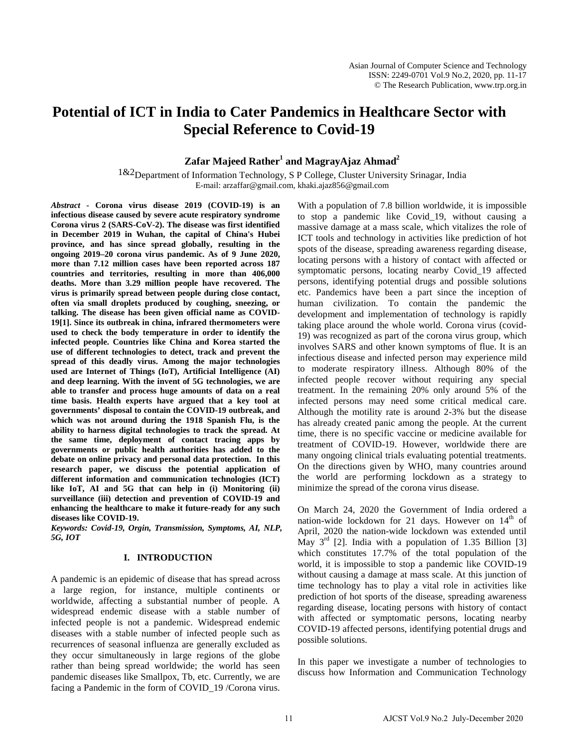# Potential of ICT in India to Cater Pandemics in Healthcare Sector with Special Reference to Covid-19

**Zafar Majeed Rather[1] and MagrayAjaz Ahmad[2]**

[1&2]Department of Information Technology, S P College, Cluster University Srinagar, India
E-mail: arzaffar@gmail.com, khaki.ajaz856@gmail.com

***Abstract*** **- Corona virus disease 2019 (COVID-19) is an infectious disease caused by severe acute respiratory syndrome Corona virus 2 (SARS-CoV-2). The disease was first identified in December 2019 in Wuhan, the capital of China's Hubei province, and has since spread globally, resulting in the ongoing 2019–20 corona virus pandemic. As of 9 June 2020, more than 7.12 million cases have been reported across 187 countries and territories, resulting in more than 406,000 deaths. More than 3.29 million people have recovered. The virus is primarily spread between people during close contact, often via small droplets produced by coughing, sneezing, or talking. The disease has been given official name as COVID-19[1]. Since its outbreak in china, infrared thermometers were used to check the body temperature in order to identify the infected people. Countries like China and Korea started the use of different technologies to detect, track and prevent the spread of this deadly virus. Among the major technologies used are Internet of Things (IoT), Artificial Intelligence (AI) and deep learning. With the invent of 5G technologies, we are able to transfer and process huge amounts of data on a real time basis. Health experts have argued that a key tool at governments' disposal to contain the COVID-19 outbreak, and which was not around during the 1918 Spanish Flu, is the ability to harness digital technologies to track the spread. At the same time, deployment of contact tracing apps by governments or public health authorities has added to the debate on online privacy and personal data protection. In this research paper, we discuss the potential application of different information and communication technologies (ICT) like IoT, AI and 5G that can help in (i) Monitoring (ii) surveillance (iii) detection and prevention of COVID-19 and enhancing the healthcare to make it future-ready for any such diseases like COVID-19.**

***Keywords: Covid-19, Orgin, Transmission, Symptoms, AI, NLP, 5G, IOT***

## I. INTRODUCTION

A pandemic is an epidemic of disease that has spread across a large region, for instance, multiple continents or worldwide, affecting a substantial number of people. A widespread endemic disease with a stable number of infected people is not a pandemic. Widespread endemic diseases with a stable number of infected people such as recurrences of seasonal influenza are generally excluded as they occur simultaneously in large regions of the globe rather than being spread worldwide; the world has seen pandemic diseases like Smallpox, Tb, etc. Currently, we are facing a Pandemic in the form of COVID_19 /Corona virus. With a population of 7.8 billion worldwide, it is impossible to stop a pandemic like Covid_19, without causing a massive damage at a mass scale, which vitalizes the role of ICT tools and technology in activities like prediction of hot spots of the disease, spreading awareness regarding disease, locating persons with a history of contact with affected or symptomatic persons, locating nearby Covid_19 affected persons, identifying potential drugs and possible solutions etc. Pandemics have been a part since the inception of human civilization. To contain the pandemic the development and implementation of technology is rapidly taking place around the whole world. Corona virus (covid-19) was recognized as part of the corona virus group, which involves SARS and other known symptoms of flue. It is an infectious disease and infected person may experience mild to moderate respiratory illness. Although 80% of the infected people recover without requiring any special treatment. In the remaining 20% only around 5% of the infected persons may need some critical medical care. Although the motility rate is around 2-3% but the disease has already created panic among the people. At the current time, there is no specific vaccine or medicine available for treatment of COVID-19. However, worldwide there are many ongoing clinical trials evaluating potential treatments. On the directions given by WHO, many countries around the world are performing lockdown as a strategy to minimize the spread of the corona virus disease.

On March 24, 2020 the Government of India ordered a nation-wide lockdown for 21 days. However on 14th of April, 2020 the nation-wide lockdown was extended until May 3rd [2]. India with a population of 1.35 Billion [3] which constitutes 17.7% of the total population of the world, it is impossible to stop a pandemic like COVID-19 without causing a damage at mass scale. At this junction of time technology has to play a vital role in activities like prediction of hot sports of the disease, spreading awareness regarding disease, locating persons with history of contact with affected or symptomatic persons, locating nearby COVID-19 affected persons, identifying potential drugs and possible solutions.

In this paper we investigate a number of technologies to discuss how Information and Communication Technology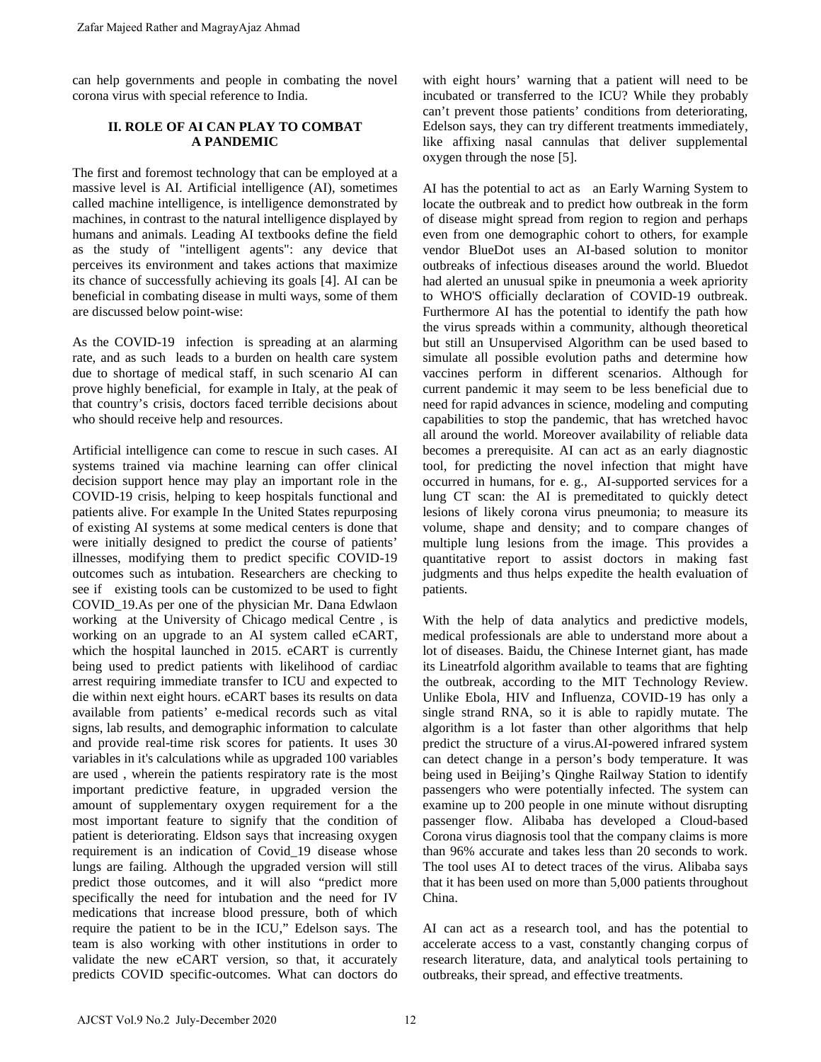can help governments and people in combating the novel corona virus with special reference to India.

## II. ROLE OF AI CAN PLAY TO COMBAT A PANDEMIC

The first and foremost technology that can be employed at a massive level is AI. Artificial intelligence (AI), sometimes called machine intelligence, is intelligence demonstrated by machines, in contrast to the natural intelligence displayed by humans and animals. Leading AI textbooks define the field as the study of "intelligent agents": any device that perceives its environment and takes actions that maximize its chance of successfully achieving its goals [4]. AI can be beneficial in combating disease in multi ways, some of them are discussed below point-wise:

As the COVID-19 infection is spreading at an alarming rate, and as such leads to a burden on health care system due to shortage of medical staff, in such scenario AI can prove highly beneficial, for example in Italy, at the peak of that country's crisis, doctors faced terrible decisions about who should receive help and resources.

Artificial intelligence can come to rescue in such cases. AI systems trained via machine learning can offer clinical decision support hence may play an important role in the COVID-19 crisis, helping to keep hospitals functional and patients alive. For example In the United States repurposing of existing AI systems at some medical centers is done that were initially designed to predict the course of patients' illnesses, modifying them to predict specific COVID-19 outcomes such as intubation. Researchers are checking to see if existing tools can be customized to be used to fight COVID_19.As per one of the physician Mr. Dana Edwlaon working at the University of Chicago medical Centre , is working on an upgrade to an AI system called eCART, which the hospital launched in 2015. eCART is currently being used to predict patients with likelihood of cardiac arrest requiring immediate transfer to ICU and expected to die within next eight hours. eCART bases its results on data available from patients' e-medical records such as vital signs, lab results, and demographic information to calculate and provide real-time risk scores for patients. It uses 30 variables in it's calculations while as upgraded 100 variables are used , wherein the patients respiratory rate is the most important predictive feature, in upgraded version the amount of supplementary oxygen requirement for a the most important feature to signify that the condition of patient is deteriorating. Eldson says that increasing oxygen requirement is an indication of Covid_19 disease whose lungs are failing. Although the upgraded version will still predict those outcomes, and it will also "predict more specifically the need for intubation and the need for IV medications that increase blood pressure, both of which require the patient to be in the ICU," Edelson says. The team is also working with other institutions in order to validate the new eCART version, so that, it accurately predicts COVID specific-outcomes. What can doctors do with eight hours' warning that a patient will need to be incubated or transferred to the ICU? While they probably can't prevent those patients' conditions from deteriorating, Edelson says, they can try different treatments immediately, like affixing nasal cannulas that deliver supplemental oxygen through the nose [5].

AI has the potential to act as an Early Warning System to locate the outbreak and to predict how outbreak in the form of disease might spread from region to region and perhaps even from one demographic cohort to others, for example vendor BlueDot uses an AI-based solution to monitor outbreaks of infectious diseases around the world. Bluedot had alerted an unusual spike in pneumonia a week apriority to WHO'S officially declaration of COVID-19 outbreak. Furthermore AI has the potential to identify the path how the virus spreads within a community, although theoretical but still an Unsupervised Algorithm can be used based to simulate all possible evolution paths and determine how vaccines perform in different scenarios. Although for current pandemic it may seem to be less beneficial due to need for rapid advances in science, modeling and computing capabilities to stop the pandemic, that has wretched havoc all around the world. Moreover availability of reliable data becomes a prerequisite. AI can act as an early diagnostic tool, for predicting the novel infection that might have occurred in humans, for e. g., AI-supported services for a lung CT scan: the AI is premeditated to quickly detect lesions of likely corona virus pneumonia; to measure its volume, shape and density; and to compare changes of multiple lung lesions from the image. This provides a quantitative report to assist doctors in making fast judgments and thus helps expedite the health evaluation of patients.

With the help of data analytics and predictive models, medical professionals are able to understand more about a lot of diseases. Baidu, the Chinese Internet giant, has made its Lineatrfold algorithm available to teams that are fighting the outbreak, according to the MIT Technology Review. Unlike Ebola, HIV and Influenza, COVID-19 has only a single strand RNA, so it is able to rapidly mutate. The algorithm is a lot faster than other algorithms that help predict the structure of a virus.AI-powered infrared system can detect change in a person's body temperature. It was being used in Beijing's Qinghe Railway Station to identify passengers who were potentially infected. The system can examine up to 200 people in one minute without disrupting passenger flow. Alibaba has developed a Cloud-based Corona virus diagnosis tool that the company claims is more than 96% accurate and takes less than 20 seconds to work. The tool uses AI to detect traces of the virus. Alibaba says that it has been used on more than 5,000 patients throughout China.

AI can act as a research tool, and has the potential to accelerate access to a vast, constantly changing corpus of research literature, data, and analytical tools pertaining to outbreaks, their spread, and effective treatments.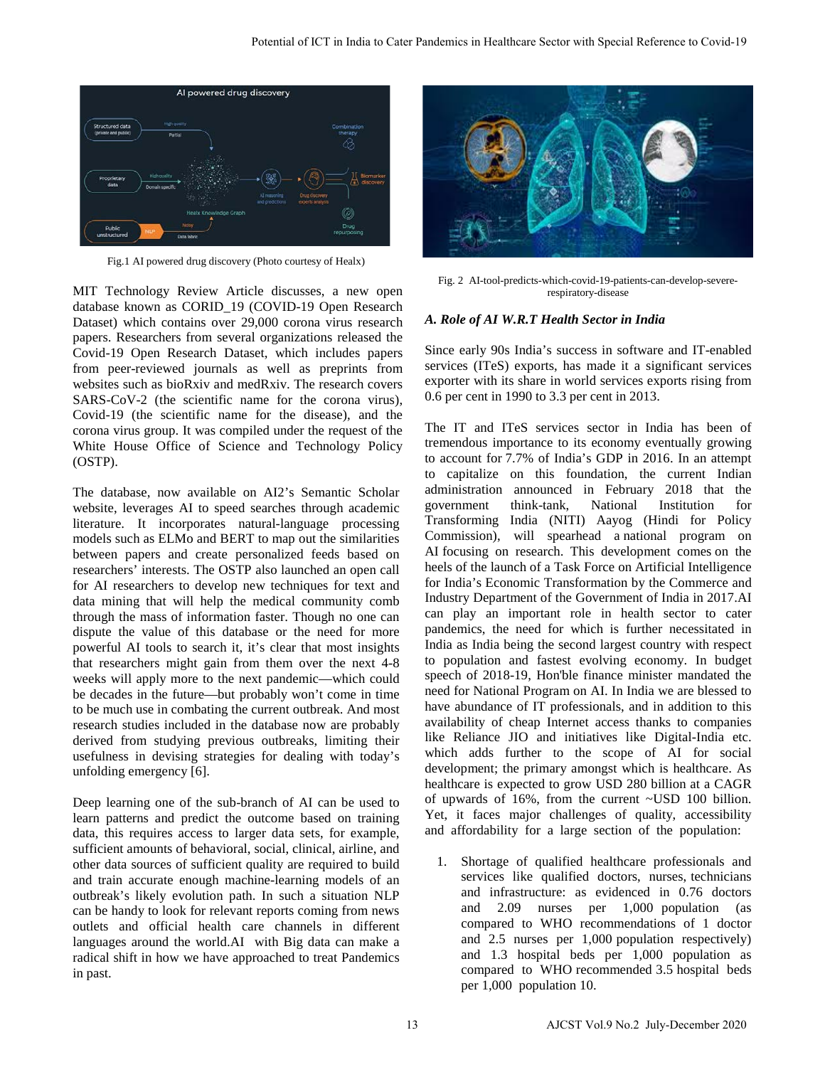Fig.1 AI powered drug discovery (Photo courtesy of Healx)

MIT Technology Review Article discusses, a new open database known as CORID_19 (COVID-19 Open Research Dataset) which contains over 29,000 corona virus research papers. Researchers from several organizations released the Covid-19 Open Research Dataset, which includes papers from peer-reviewed journals as well as preprints from websites such as bioRxiv and medRxiv. The research covers SARS-CoV-2 (the scientific name for the corona virus), Covid-19 (the scientific name for the disease), and the corona virus group. It was compiled under the request of the White House Office of Science and Technology Policy (OSTP).

The database, now available on AI2's Semantic Scholar website, leverages AI to speed searches through academic literature. It incorporates natural-language processing models such as ELMo and BERT to map out the similarities between papers and create personalized feeds based on researchers' interests. The OSTP also launched an open call for AI researchers to develop new techniques for text and data mining that will help the medical community comb through the mass of information faster. Though no one can dispute the value of this database or the need for more powerful AI tools to search it, it's clear that most insights that researchers might gain from them over the next 4-8 weeks will apply more to the next pandemic—which could be decades in the future—but probably won't come in time to be much use in combating the current outbreak. And most research studies included in the database now are probably derived from studying previous outbreaks, limiting their usefulness in devising strategies for dealing with today's unfolding emergency [6].

Deep learning one of the sub-branch of AI can be used to learn patterns and predict the outcome based on training data, this requires access to larger data sets, for example, sufficient amounts of behavioral, social, clinical, airline, and other data sources of sufficient quality are required to build and train accurate enough machine-learning models of an outbreak's likely evolution path. In such a situation NLP can be handy to look for relevant reports coming from news outlets and official health care channels in different languages around the world.AI with Big data can make a radical shift in how we have approached to treat Pandemics in past.

Fig. 2 AI-tool-predicts-which-covid-19-patients-can-develop-severe-respiratory-disease

### *A. Role of AI W.R.T Health Sector in India*

Since early 90s India's success in software and IT-enabled services (ITeS) exports, has made it a significant services exporter with its share in world services exports rising from 0.6 per cent in 1990 to 3.3 per cent in 2013.

The IT and ITeS services sector in India has been of tremendous importance to its economy eventually growing to account for 7.7% of India's GDP in 2016. In an attempt to capitalize on this foundation, the current Indian administration announced in February 2018 that the government think-tank, National Institution for Transforming India (NITI) Aayog (Hindi for Policy Commission), will spearhead a national program on AI focusing on research. This development comes on the heels of the launch of a Task Force on Artificial Intelligence for India's Economic Transformation by the Commerce and Industry Department of the Government of India in 2017.AI can play an important role in health sector to cater pandemics, the need for which is further necessitated in India as India being the second largest country with respect to population and fastest evolving economy. In budget speech of 2018-19, Hon'ble finance minister mandated the need for National Program on AI. In India we are blessed to have abundance of IT professionals, and in addition to this availability of cheap Internet access thanks to companies like Reliance JIO and initiatives like Digital-India etc. which adds further to the scope of AI for social development; the primary amongst which is healthcare. As healthcare is expected to grow USD 280 billion at a CAGR of upwards of 16%, from the current ~USD 100 billion. Yet, it faces major challenges of quality, accessibility and affordability for a large section of the population:

1. Shortage of qualified healthcare professionals and services like qualified doctors, nurses, technicians and infrastructure: as evidenced in 0.76 doctors and 2.09 nurses per 1,000 population (as compared to WHO recommendations of 1 doctor and 2.5 nurses per 1,000 population respectively) and 1.3 hospital beds per 1,000 population as compared to WHO recommended 3.5 hospital beds per 1,000 population 10.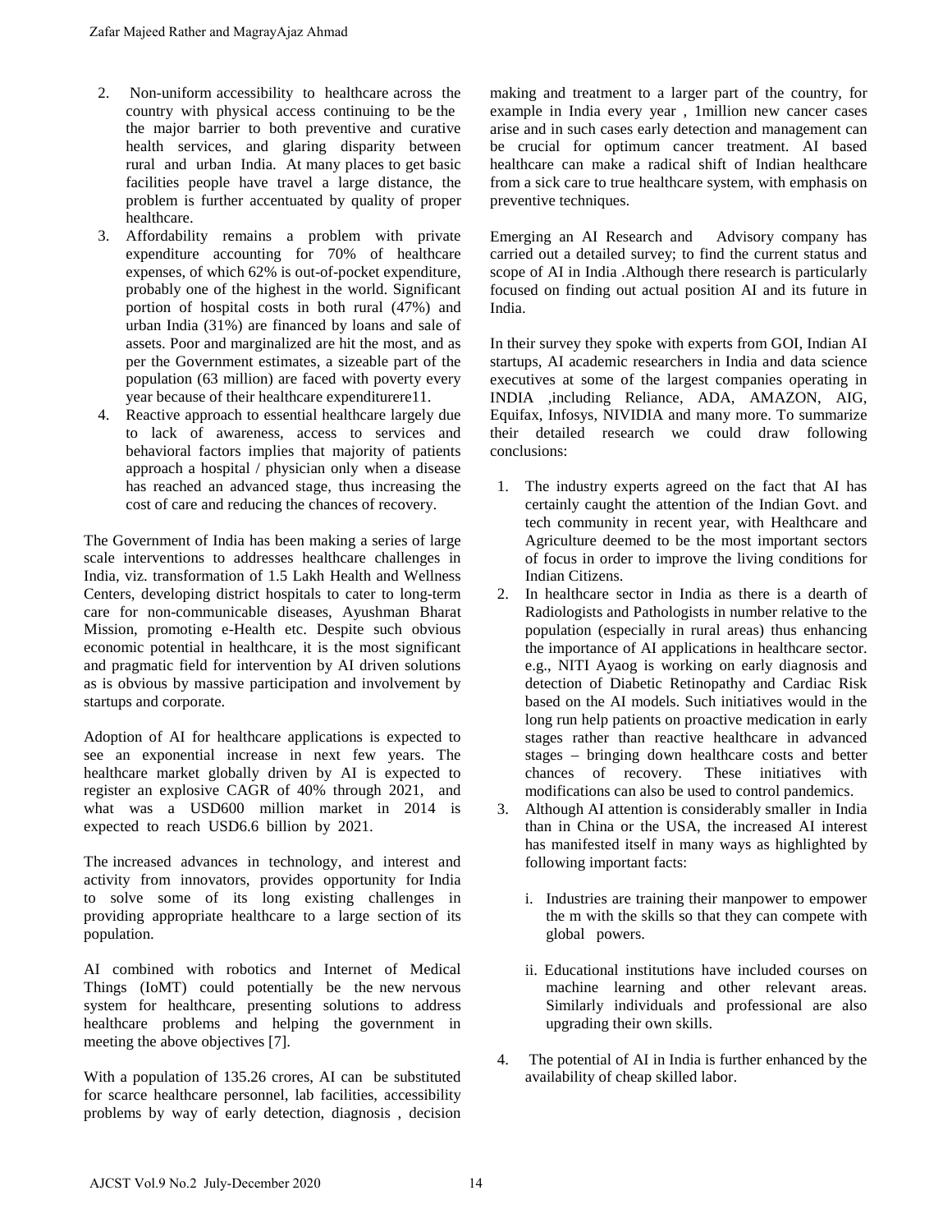2. Non-uniform accessibility to healthcare across the country with physical access continuing to be the the major barrier to both preventive and curative health services, and glaring disparity between rural and urban India. At many places to get basic facilities people have travel a large distance, the problem is further accentuated by quality of proper healthcare.
3. Affordability remains a problem with private expenditure accounting for 70% of healthcare expenses, of which 62% is out-of-pocket expenditure, probably one of the highest in the world. Significant portion of hospital costs in both rural (47%) and urban India (31%) are financed by loans and sale of assets. Poor and marginalized are hit the most, and as per the Government estimates, a sizeable part of the population (63 million) are faced with poverty every year because of their healthcare expenditurere11.
4. Reactive approach to essential healthcare largely due to lack of awareness, access to services and behavioral factors implies that majority of patients approach a hospital / physician only when a disease has reached an advanced stage, thus increasing the cost of care and reducing the chances of recovery.

The Government of India has been making a series of large scale interventions to addresses healthcare challenges in India, viz. transformation of 1.5 Lakh Health and Wellness Centers, developing district hospitals to cater to long-term care for non-communicable diseases, Ayushman Bharat Mission, promoting e-Health etc. Despite such obvious economic potential in healthcare, it is the most significant and pragmatic field for intervention by AI driven solutions as is obvious by massive participation and involvement by startups and corporate.

Adoption of AI for healthcare applications is expected to see an exponential increase in next few years. The healthcare market globally driven by AI is expected to register an explosive CAGR of 40% through 2021, and what was a USD600 million market in 2014 is expected to reach USD6.6 billion by 2021.

The increased advances in technology, and interest and activity from innovators, provides opportunity for India to solve some of its long existing challenges in providing appropriate healthcare to a large section of its population.

AI combined with robotics and Internet of Medical Things (IoMT) could potentially be the new nervous system for healthcare, presenting solutions to address healthcare problems and helping the government in meeting the above objectives [7].

With a population of 135.26 crores, AI can be substituted for scarce healthcare personnel, lab facilities, accessibility problems by way of early detection, diagnosis , decision making and treatment to a larger part of the country, for example in India every year , 1million new cancer cases arise and in such cases early detection and management can be crucial for optimum cancer treatment. AI based healthcare can make a radical shift of Indian healthcare from a sick care to true healthcare system, with emphasis on preventive techniques.

Emerging an AI Research and Advisory company has carried out a detailed survey; to find the current status and scope of AI in India .Although there research is particularly focused on finding out actual position AI and its future in India.

In their survey they spoke with experts from GOI, Indian AI startups, AI academic researchers in India and data science executives at some of the largest companies operating in INDIA ,including Reliance, ADA, AMAZON, AIG, Equifax, Infosys, NIVIDIA and many more. To summarize their detailed research we could draw following conclusions:

1. The industry experts agreed on the fact that AI has certainly caught the attention of the Indian Govt. and tech community in recent year, with Healthcare and Agriculture deemed to be the most important sectors of focus in order to improve the living conditions for Indian Citizens.
2. In healthcare sector in India as there is a dearth of Radiologists and Pathologists in number relative to the population (especially in rural areas) thus enhancing the importance of AI applications in healthcare sector. e.g., NITI Ayaog is working on early diagnosis and detection of Diabetic Retinopathy and Cardiac Risk based on the AI models. Such initiatives would in the long run help patients on proactive medication in early stages rather than reactive healthcare in advanced stages – bringing down healthcare costs and better chances of recovery. These initiatives with modifications can also be used to control pandemics.
3. Although AI attention is considerably smaller in India than in China or the USA, the increased AI interest has manifested itself in many ways as highlighted by following important facts:

    i. Industries are training their manpower to empower the m with the skills so that they can compete with global powers.

    ii. Educational institutions have included courses on machine learning and other relevant areas. Similarly individuals and professional are also upgrading their own skills.

4. The potential of AI in India is further enhanced by the availability of cheap skilled labor.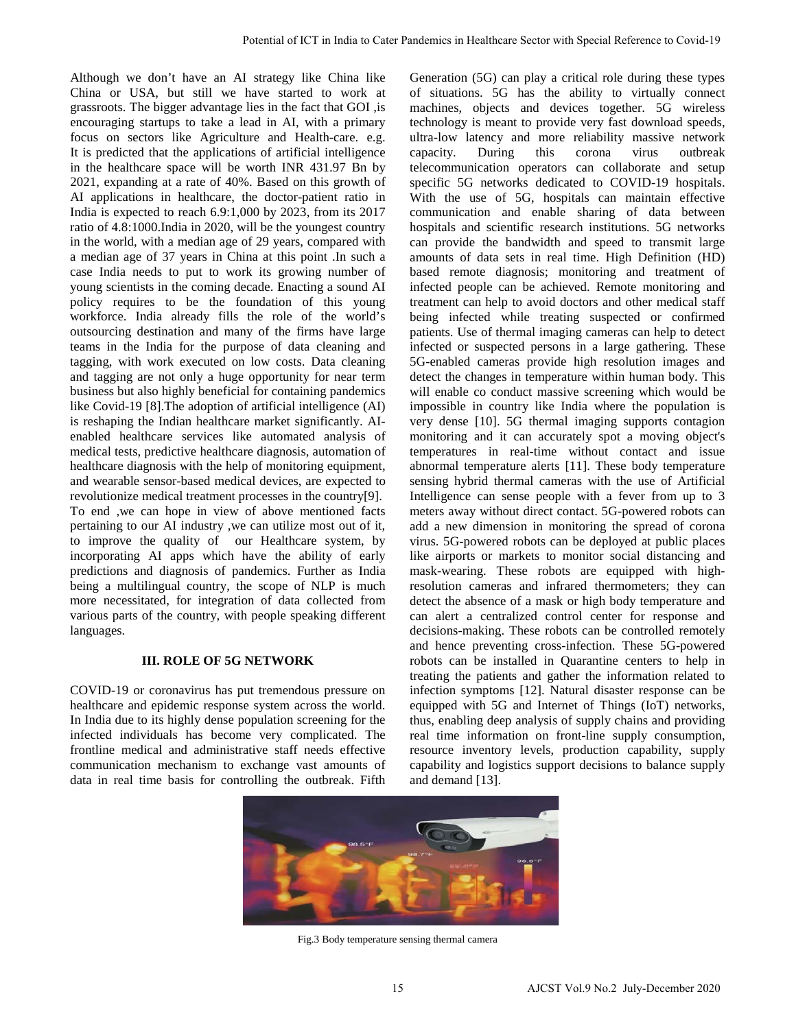Although we don't have an AI strategy like China like China or USA, but still we have started to work at grassroots. The bigger advantage lies in the fact that GOI ,is encouraging startups to take a lead in AI, with a primary focus on sectors like Agriculture and Health-care. e.g. It is predicted that the applications of artificial intelligence in the healthcare space will be worth INR 431.97 Bn by 2021, expanding at a rate of 40%. Based on this growth of AI applications in healthcare, the doctor-patient ratio in India is expected to reach 6.9:1,000 by 2023, from its 2017 ratio of 4.8:1000.India in 2020, will be the youngest country in the world, with a median age of 29 years, compared with a median age of 37 years in China at this point .In such a case India needs to put to work its growing number of young scientists in the coming decade. Enacting a sound AI policy requires to be the foundation of this young workforce. India already fills the role of the world's outsourcing destination and many of the firms have large teams in the India for the purpose of data cleaning and tagging, with work executed on low costs. Data cleaning and tagging are not only a huge opportunity for near term business but also highly beneficial for containing pandemics like Covid-19 [8].The adoption of artificial intelligence (AI) is reshaping the Indian healthcare market significantly. AI-enabled healthcare services like automated analysis of medical tests, predictive healthcare diagnosis, automation of healthcare diagnosis with the help of monitoring equipment, and wearable sensor-based medical devices, are expected to revolutionize medical treatment processes in the country[9].

To end ,we can hope in view of above mentioned facts pertaining to our AI industry ,we can utilize most out of it, to improve the quality of our Healthcare system, by incorporating AI apps which have the ability of early predictions and diagnosis of pandemics. Further as India being a multilingual country, the scope of NLP is much more necessitated, for integration of data collected from various parts of the country, with people speaking different languages.

## III. ROLE OF 5G NETWORK

COVID-19 or coronavirus has put tremendous pressure on healthcare and epidemic response system across the world. In India due to its highly dense population screening for the infected individuals has become very complicated. The frontline medical and administrative staff needs effective communication mechanism to exchange vast amounts of data in real time basis for controlling the outbreak. Fifth Generation (5G) can play a critical role during these types of situations. 5G has the ability to virtually connect machines, objects and devices together. 5G wireless technology is meant to provide very fast download speeds, ultra-low latency and more reliability massive network capacity. During this corona virus outbreak telecommunication operators can collaborate and setup specific 5G networks dedicated to COVID-19 hospitals. With the use of 5G, hospitals can maintain effective communication and enable sharing of data between hospitals and scientific research institutions. 5G networks can provide the bandwidth and speed to transmit large amounts of data sets in real time. High Definition (HD) based remote diagnosis; monitoring and treatment of infected people can be achieved. Remote monitoring and treatment can help to avoid doctors and other medical staff being infected while treating suspected or confirmed patients. Use of thermal imaging cameras can help to detect infected or suspected persons in a large gathering. These 5G-enabled cameras provide high resolution images and detect the changes in temperature within human body. This will enable co conduct massive screening which would be impossible in country like India where the population is very dense [10]. 5G thermal imaging supports contagion monitoring and it can accurately spot a moving object's temperatures in real-time without contact and issue abnormal temperature alerts [11]. These body temperature sensing hybrid thermal cameras with the use of Artificial Intelligence can sense people with a fever from up to 3 meters away without direct contact. 5G-powered robots can add a new dimension in monitoring the spread of corona virus. 5G-powered robots can be deployed at public places like airports or markets to monitor social distancing and mask-wearing. These robots are equipped with high-resolution cameras and infrared thermometers; they can detect the absence of a mask or high body temperature and can alert a centralized control center for response and decisions-making. These robots can be controlled remotely and hence preventing cross-infection. These 5G-powered robots can be installed in Quarantine centers to help in treating the patients and gather the information related to infection symptoms [12]. Natural disaster response can be equipped with 5G and Internet of Things (IoT) networks, thus, enabling deep analysis of supply chains and providing real time information on front-line supply consumption, resource inventory levels, production capability, supply capability and logistics support decisions to balance supply and demand [13].

Fig.3 Body temperature sensing thermal camera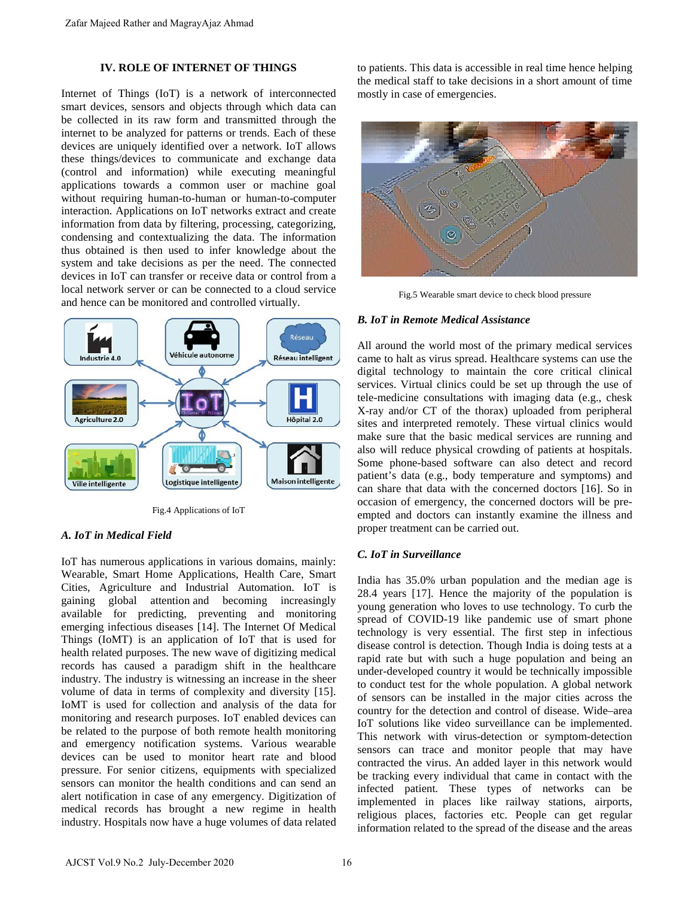## IV. ROLE OF INTERNET OF THINGS

Internet of Things (IoT) is a network of interconnected smart devices, sensors and objects through which data can be collected in its raw form and transmitted through the internet to be analyzed for patterns or trends. Each of these devices are uniquely identified over a network. IoT allows these things/devices to communicate and exchange data (control and information) while executing meaningful applications towards a common user or machine goal without requiring human-to-human or human-to-computer interaction. Applications on IoT networks extract and create information from data by filtering, processing, categorizing, condensing and contextualizing the data. The information thus obtained is then used to infer knowledge about the system and take decisions as per the need. The connected devices in IoT can transfer or receive data or control from a local network server or can be connected to a cloud service and hence can be monitored and controlled virtually.

Fig.4 Applications of IoT

### *A. IoT in Medical Field*

IoT has numerous applications in various domains, mainly: Wearable, Smart Home Applications, Health Care, Smart Cities, Agriculture and Industrial Automation. IoT is gaining global attention and becoming increasingly available for predicting, preventing and monitoring emerging infectious diseases [14]. The Internet Of Medical Things (IoMT) is an application of IoT that is used for health related purposes. The new wave of digitizing medical records has caused a paradigm shift in the healthcare industry. The industry is witnessing an increase in the sheer volume of data in terms of complexity and diversity [15]. IoMT is used for collection and analysis of the data for monitoring and research purposes. IoT enabled devices can be related to the purpose of both remote health monitoring and emergency notification systems. Various wearable devices can be used to monitor heart rate and blood pressure. For senior citizens, equipments with specialized sensors can monitor the health conditions and can send an alert notification in case of any emergency. Digitization of medical records has brought a new regime in health industry. Hospitals now have a huge volumes of data related to patients. This data is accessible in real time hence helping the medical staff to take decisions in a short amount of time mostly in case of emergencies.

Fig.5 Wearable smart device to check blood pressure

### *B. IoT in Remote Medical Assistance*

All around the world most of the primary medical services came to halt as virus spread. Healthcare systems can use the digital technology to maintain the core critical clinical services. Virtual clinics could be set up through the use of tele-medicine consultations with imaging data (e.g., chesk X-ray and/or CT of the thorax) uploaded from peripheral sites and interpreted remotely. These virtual clinics would make sure that the basic medical services are running and also will reduce physical crowding of patients at hospitals. Some phone-based software can also detect and record patient's data (e.g., body temperature and symptoms) and can share that data with the concerned doctors [16]. So in occasion of emergency, the concerned doctors will be pre-empted and doctors can instantly examine the illness and proper treatment can be carried out.

### *C. IoT in Surveillance*

India has 35.0% urban population and the median age is 28.4 years [17]. Hence the majority of the population is young generation who loves to use technology. To curb the spread of COVID-19 like pandemic use of smart phone technology is very essential. The first step in infectious disease control is detection. Though India is doing tests at a rapid rate but with such a huge population and being an under-developed country it would be technically impossible to conduct test for the whole population. A global network of sensors can be installed in the major cities across the country for the detection and control of disease. Wide–area IoT solutions like video surveillance can be implemented. This network with virus-detection or symptom-detection sensors can trace and monitor people that may have contracted the virus. An added layer in this network would be tracking every individual that came in contact with the infected patient. These types of networks can be implemented in places like railway stations, airports, religious places, factories etc. People can get regular information related to the spread of the disease and the areas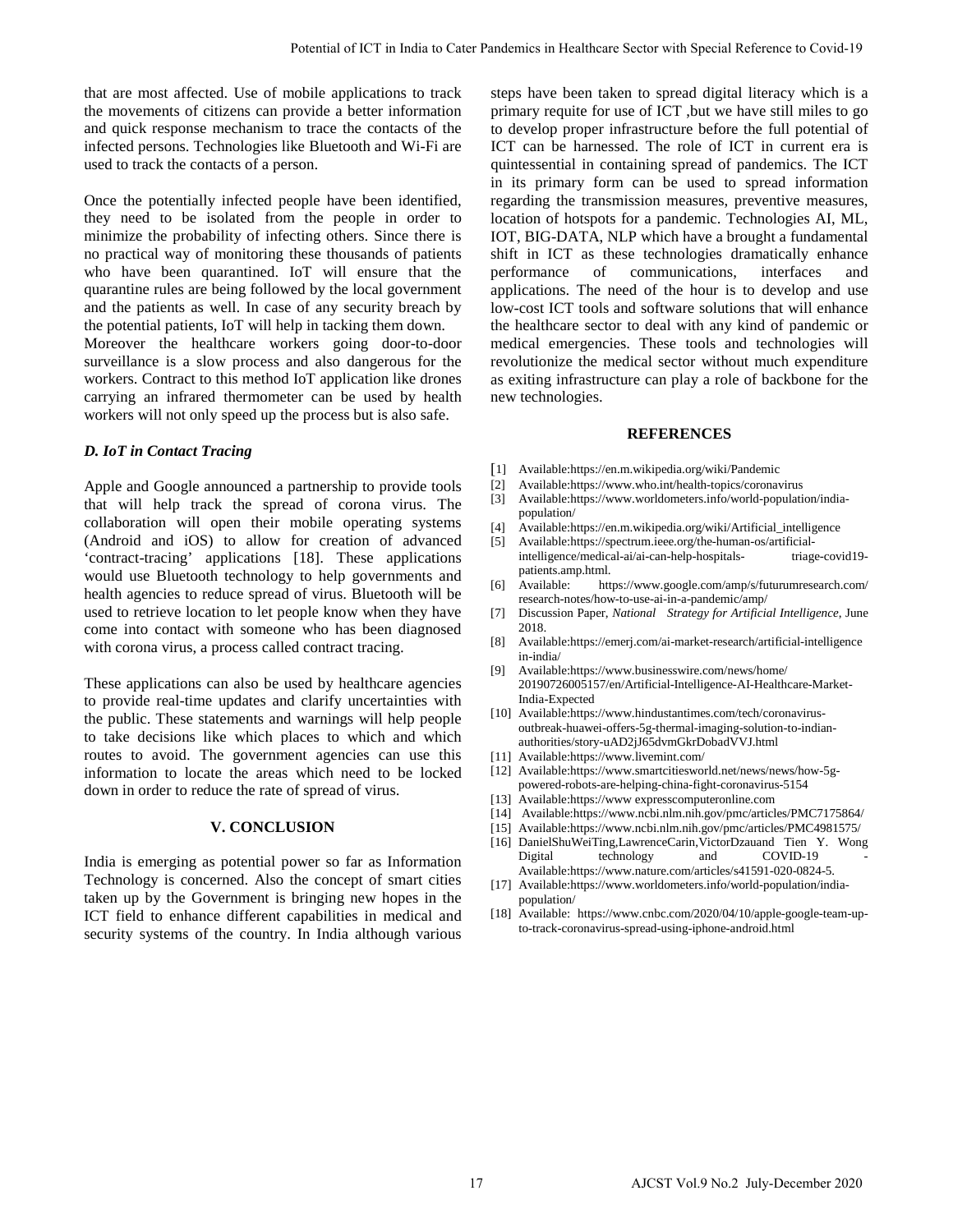that are most affected. Use of mobile applications to track the movements of citizens can provide a better information and quick response mechanism to trace the contacts of the infected persons. Technologies like Bluetooth and Wi-Fi are used to track the contacts of a person.

Once the potentially infected people have been identified, they need to be isolated from the people in order to minimize the probability of infecting others. Since there is no practical way of monitoring these thousands of patients who have been quarantined. IoT will ensure that the quarantine rules are being followed by the local government and the patients as well. In case of any security breach by the potential patients, IoT will help in tacking them down. Moreover the healthcare workers going door-to-door surveillance is a slow process and also dangerous for the workers. Contract to this method IoT application like drones carrying an infrared thermometer can be used by health workers will not only speed up the process but is also safe.

### *D. IoT in Contact Tracing*

Apple and Google announced a partnership to provide tools that will help track the spread of corona virus. The collaboration will open their mobile operating systems (Android and iOS) to allow for creation of advanced 'contract-tracing' applications [18]. These applications would use Bluetooth technology to help governments and health agencies to reduce spread of virus. Bluetooth will be used to retrieve location to let people know when they have come into contact with someone who has been diagnosed with corona virus, a process called contract tracing.

These applications can also be used by healthcare agencies to provide real-time updates and clarify uncertainties with the public. These statements and warnings will help people to take decisions like which places to which and which routes to avoid. The government agencies can use this information to locate the areas which need to be locked down in order to reduce the rate of spread of virus.

## V. CONCLUSION

India is emerging as potential power so far as Information Technology is concerned. Also the concept of smart cities taken up by the Government is bringing new hopes in the ICT field to enhance different capabilities in medical and security systems of the country. In India although various steps have been taken to spread digital literacy which is a primary requite for use of ICT ,but we have still miles to go to develop proper infrastructure before the full potential of ICT can be harnessed. The role of ICT in current era is quintessential in containing spread of pandemics. The ICT in its primary form can be used to spread information regarding the transmission measures, preventive measures, location of hotspots for a pandemic. Technologies AI, ML, IOT, BIG-DATA, NLP which have a brought a fundamental shift in ICT as these technologies dramatically enhance performance of communications, interfaces and applications. The need of the hour is to develop and use low-cost ICT tools and software solutions that will enhance the healthcare sector to deal with any kind of pandemic or medical emergencies. These tools and technologies will revolutionize the medical sector without much expenditure as exiting infrastructure can play a role of backbone for the new technologies.

## REFERENCES

[1] Available:https://en.m.wikipedia.org/wiki/Pandemic
[2] Available:https://www.who.int/health-topics/coronavirus
[3] Available:https://www.worldometers.info/world-population/india-population/
[4] Available:https://en.m.wikipedia.org/wiki/Artificial_intelligence
[5] Available:https://spectrum.ieee.org/the-human-os/artificial-intelligence/medical-ai/ai-can-help-hospitals- triage-covid19-patients.amp.html.
[6] Available: https://www.google.com/amp/s/futurumresearch.com/research-notes/how-to-use-ai-in-a-pandemic/amp/
[7] Discussion Paper, *National Strategy for Artificial Intelligence,* June 2018.
[8] Available:https://emerj.com/ai-market-research/artificial-intelligence in-india/
[9] Available:https://www.businesswire.com/news/home/20190726005157/en/Artificial-Intelligence-AI-Healthcare-Market-India-Expected
[10] Available:https://www.hindustantimes.com/tech/coronavirus-outbreak-huawei-offers-5g-thermal-imaging-solution-to-indian-authorities/story-uAD2jJ65dvmGkrDobadVVJ.html
[11] Available:https://www.livemint.com/
[12] Available:https://www.smartcitiesworld.net/news/news/how-5g-powered-robots-are-helping-china-fight-coronavirus-5154
[13] Available:https://www expresscomputeronline.com
[14] Available:https://www.ncbi.nlm.nih.gov/pmc/articles/PMC7175864/
[15] Available:https://www.ncbi.nlm.nih.gov/pmc/articles/PMC4981575/
[16] DanielShuWeiTing,LawrenceCarin,VictorDzauand Tien Y. Wong Digital technology and COVID-19 - Available:https://www.nature.com/articles/s41591-020-0824-5.
[17] Available:https://www.worldometers.info/world-population/india-population/
[18] Available: https://www.cnbc.com/2020/04/10/apple-google-team-up-to-track-coronavirus-spread-using-iphone-android.html